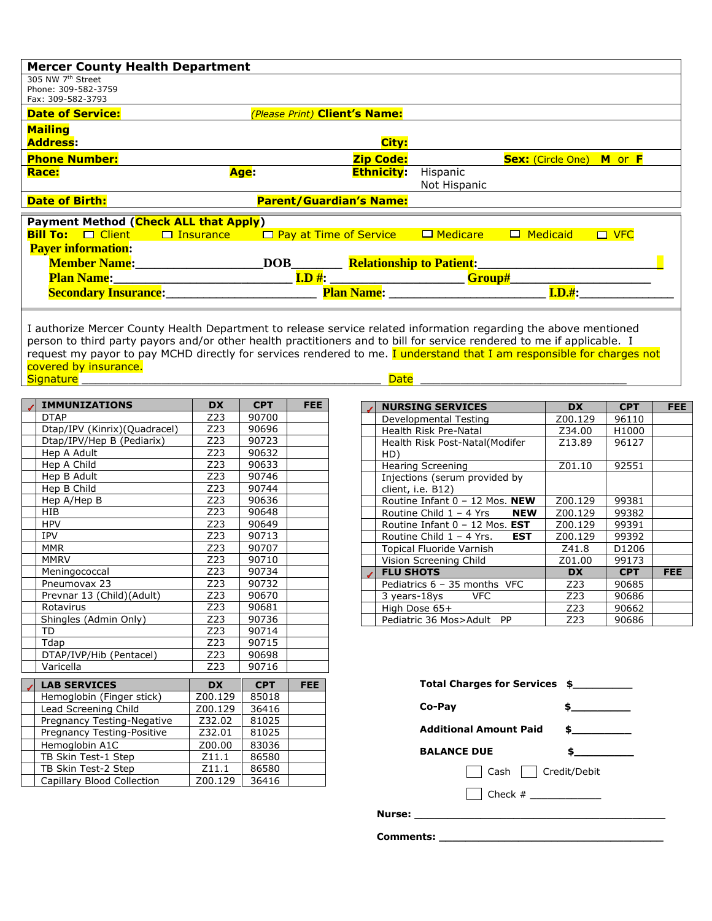## Mercer County Health Department

305 NW 7th Street
Phone: 309-582-3759
Fax: 309-582-3793

**Date of Service:** *(Please Print)* **Client's Name:**

**Mailing Address:** **City:**

**Phone Number:** **Zip Code:** **Sex:** (Circle One) **M** or **F**

**Race:** **Age:** **Ethnicity:** Hispanic / Not Hispanic

**Date of Birth:** **Parent/Guardian's Name:**

**Payment Method (Check ALL that Apply)**

**Bill To:** ☐ Client ☐ Insurance ☐ Pay at Time of Service ☐ Medicare ☐ Medicaid ☐ VFC

**Payer information:**

**Member Name:**___________________**DOB**_______ **Relationship to Patient:**_________________________

**Plan Name:**_________________________ **I.D #:** ____________________ **Group#**______________________

**Secondary Insurance:**______________________ **Plan Name:** _______________________ **I.D.#:**_____________

I authorize Mercer County Health Department to release service related information regarding the above mentioned person to third party payors and/or other health practitioners and to bill for service rendered to me if applicable. I request my payor to pay MCHD directly for services rendered to me. I understand that I am responsible for charges not covered by insurance.

Signature ____________________________________________ Date ______________________________

| ✓ | IMMUNIZATIONS | DX | CPT | FEE |
|---|---|---|---|---|
| | DTAP | Z23 | 90700 | |
| | Dtap/IPV (Kinrix)(Quadracel) | Z23 | 90696 | |
| | Dtap/IPV/Hep B (Pediarix) | Z23 | 90723 | |
| | Hep A Adult | Z23 | 90632 | |
| | Hep A Child | Z23 | 90633 | |
| | Hep B Adult | Z23 | 90746 | |
| | Hep B Child | Z23 | 90744 | |
| | Hep A/Hep B | Z23 | 90636 | |
| | HIB | Z23 | 90648 | |
| | HPV | Z23 | 90649 | |
| | IPV | Z23 | 90713 | |
| | MMR | Z23 | 90707 | |
| | MMRV | Z23 | 90710 | |
| | Meningococcal | Z23 | 90734 | |
| | Pneumovax 23 | Z23 | 90732 | |
| | Prevnar 13 (Child)(Adult) | Z23 | 90670 | |
| | Rotavirus | Z23 | 90681 | |
| | Shingles (Admin Only) | Z23 | 90736 | |
| | TD | Z23 | 90714 | |
| | Tdap | Z23 | 90715 | |
| | DTAP/IVP/Hib (Pentacel) | Z23 | 90698 | |
| | Varicella | Z23 | 90716 | |

| ✓ | LAB SERVICES | DX | CPT | FEE |
|---|---|---|---|---|
| | Hemoglobin (Finger stick) | Z00.129 | 85018 | |
| | Lead Screening Child | Z00.129 | 36416 | |
| | Pregnancy Testing-Negative | Z32.02 | 81025 | |
| | Pregnancy Testing-Positive | Z32.01 | 81025 | |
| | Hemoglobin A1C | Z00.00 | 83036 | |
| | TB Skin Test-1 Step | Z11.1 | 86580 | |
| | TB Skin Test-2 Step | Z11.1 | 86580 | |
| | Capillary Blood Collection | Z00.129 | 36416 | |

| ✓ | NURSING SERVICES | DX | CPT | FEE |
|---|---|---|---|---|
| | Developmental Testing | Z00.129 | 96110 | |
| | Health Risk Pre-Natal | Z34.00 | H1000 | |
| | Health Risk Post-Natal(Modifer HD) | Z13.89 | 96127 | |
| | Hearing Screening | Z01.10 | 92551 | |
| | Injections (serum provided by client, i.e. B12) | | | |
| | Routine Infant 0 – 12 Mos. **NEW** | Z00.129 | 99381 | |
| | Routine Child 1 – 4 Yrs **NEW** | Z00.129 | 99382 | |
| | Routine Infant 0 – 12 Mos. **EST** | Z00.129 | 99391 | |
| | Routine Child 1 – 4 Yrs. **EST** | Z00.129 | 99392 | |
| | Topical Fluoride Varnish | Z41.8 | D1206 | |
| | Vision Screening Child | Z01.00 | 99173 | |
| ✓ | **FLU SHOTS** | **DX** | **CPT** | **FEE** |
| | Pediatrics 6 – 35 months VFC | Z23 | 90685 | |
| | 3 years-18ys VFC | Z23 | 90686 | |
| | High Dose 65+ | Z23 | 90662 | |
| | Pediatric 36 Mos>Adult PP | Z23 | 90686 | |

**Total Charges for Services** $__________

**Co-Pay** $__________

**Additional Amount Paid** $__________

**BALANCE DUE** $__________

☐ Cash ☐ Credit/Debit

☐ Check # ____________

**Nurse:** ________________________________________

**Comments:** ____________________________________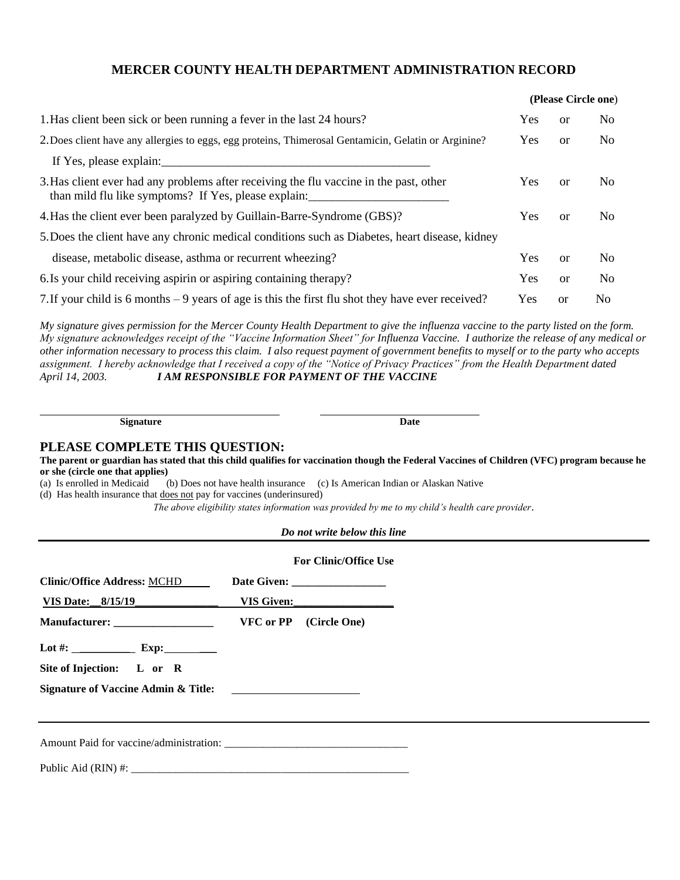## MERCER COUNTY HEALTH DEPARTMENT ADMINISTRATION RECORD

| | (Please Circle one) | | |
|---|---|---|---|
| 1. Has client been sick or been running a fever in the last 24 hours? | Yes | or | No |
| 2. Does client have any allergies to eggs, egg proteins, Thimerosal Gentamicin, Gelatin or Arginine? | Yes | or | No |
| If Yes, please explain:_____________________________________________ | | | |
| 3. Has client ever had any problems after receiving the flu vaccine in the past, other than mild flu like symptoms? If Yes, please explain:_______________________ | Yes | or | No |
| 4. Has the client ever been paralyzed by Guillain-Barre-Syndrome (GBS)? | Yes | or | No |
| 5. Does the client have any chronic medical conditions such as Diabetes, heart disease, kidney disease, metabolic disease, asthma or recurrent wheezing? | Yes | or | No |
| 6. Is your child receiving aspirin or aspiring containing therapy? | Yes | or | No |
| 7. If your child is 6 months – 9 years of age is this the first flu shot they have ever received? | Yes | or | No |

*My signature gives permission for the Mercer County Health Department to give the influenza vaccine to the party listed on the form. My signature acknowledges receipt of the "Vaccine Information Sheet" for Influenza Vaccine. I authorize the release of any medical or other information necessary to process this claim. I also request payment of government benefits to myself or to the party who accepts assignment. I hereby acknowledge that I received a copy of the "Notice of Privacy Practices" from the Health Department dated April 14, 2003.* ***I AM RESPONSIBLE FOR PAYMENT OF THE VACCINE***

______________________________ ______________________________
**Signature** **Date**

## PLEASE COMPLETE THIS QUESTION:

**The parent or guardian has stated that this child qualifies for vaccination though the Federal Vaccines of Children (VFC) program because he or she (circle one that applies)**

(a) Is enrolled in Medicaid (b) Does not have health insurance (c) Is American Indian or Alaskan Native
(d) Has health insurance that does not pay for vaccines (underinsured)

*The above eligibility states information was provided by me to my child's health care provider.*

***Do not write below this line***

---

**For Clinic/Office Use**

**Clinic/Office Address:** MCHD **Date Given:** _________________

**VIS Date:__8/15/19_______________** **VIS Given:__________________**

**Manufacturer:** __________________ **VFC or PP (Circle One)**

**Lot #:** __________ **Exp:**__________

**Site of Injection: L or R**

**Signature of Vaccine Admin & Title:** ______________________

---

Amount Paid for vaccine/administration: _________________________________

Public Aid (RIN) #: _____________________________________________________